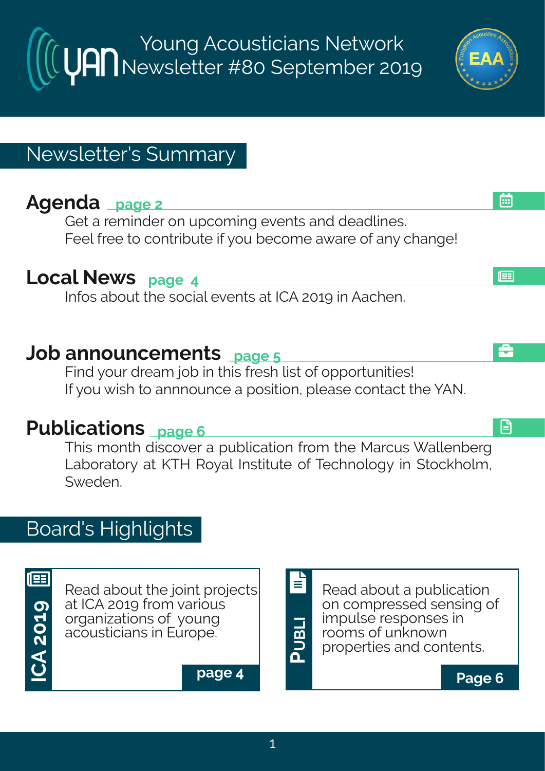# Young Acousticians Network Newsletter #80 September 2019

## Newsletter's Summary

### Agenda page 2

Get a reminder on upcoming events and deadlines.
Feel free to contribute if you become aware of any change!

### Local News page 4

Infos about the social events at ICA 2019 in Aachen.

### Job announcements page 5

Find your dream job in this fresh list of opportunities!
If you wish to annnounce a position, please contact the YAN.

### Publications page 6

This month discover a publication from the Marcus Wallenberg Laboratory at KTH Royal Institute of Technology in Stockholm, Sweden.

## Board's Highlights

**ICA 2019**

Read about the joint projects at ICA 2019 from various organizations of young acousticians in Europe.

**page 4**

**PUBLI**

Read about a publication on compressed sensing of impulse responses in rooms of unknown properties and contents.

**Page 6**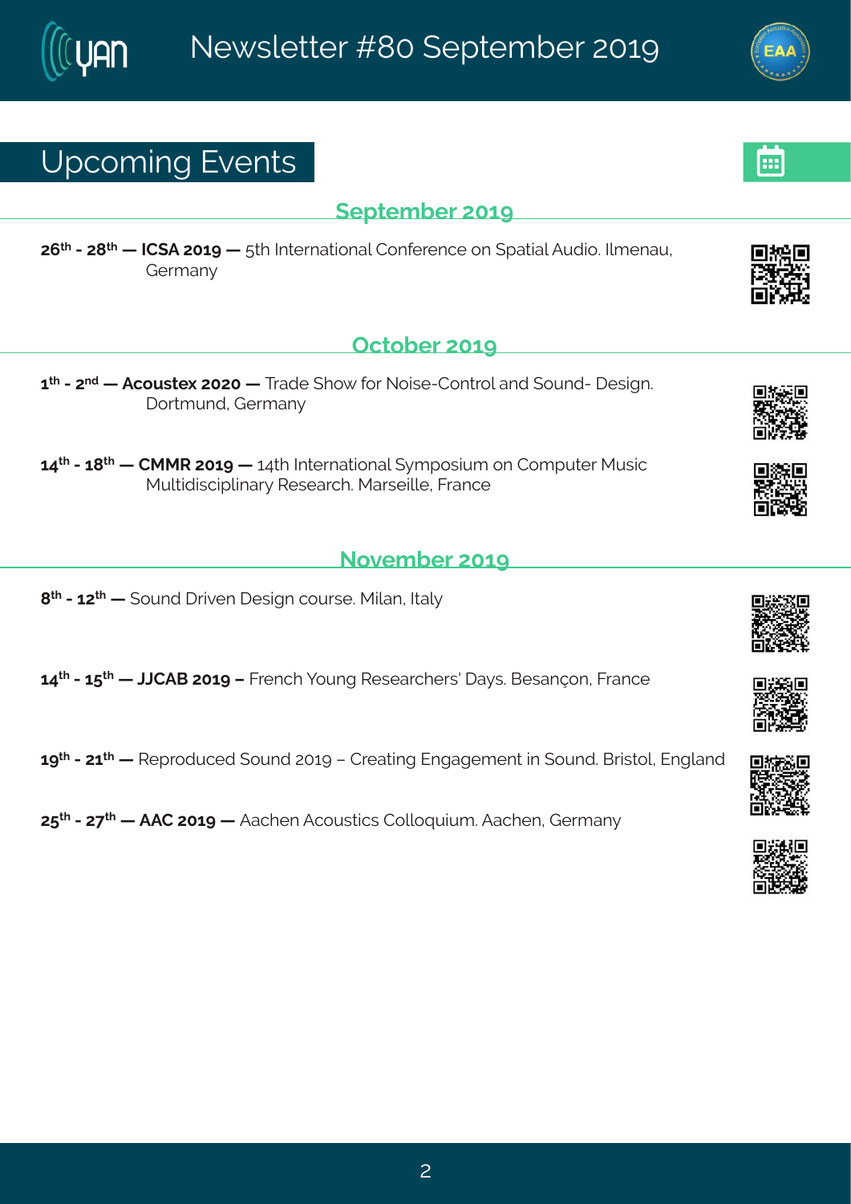# Upcoming Events

## September 2019

**26th - 28th — ICSA 2019 —** 5th International Conference on Spatial Audio. Ilmenau, Germany

## October 2019

**1th - 2nd — Acoustex 2020 —** Trade Show for Noise-Control and Sound- Design. Dortmund, Germany

**14th - 18th — CMMR 2019 —** 14th International Symposium on Computer Music Multidisciplinary Research. Marseille, France

## November 2019

**8th - 12th —** Sound Driven Design course. Milan, Italy

**14th - 15th — JJCAB 2019 –** French Young Researchers' Days. Besançon, France

**19th - 21th —** Reproduced Sound 2019 – Creating Engagement in Sound. Bristol, England

**25th - 27th — AAC 2019 —** Aachen Acoustics Colloquium. Aachen, Germany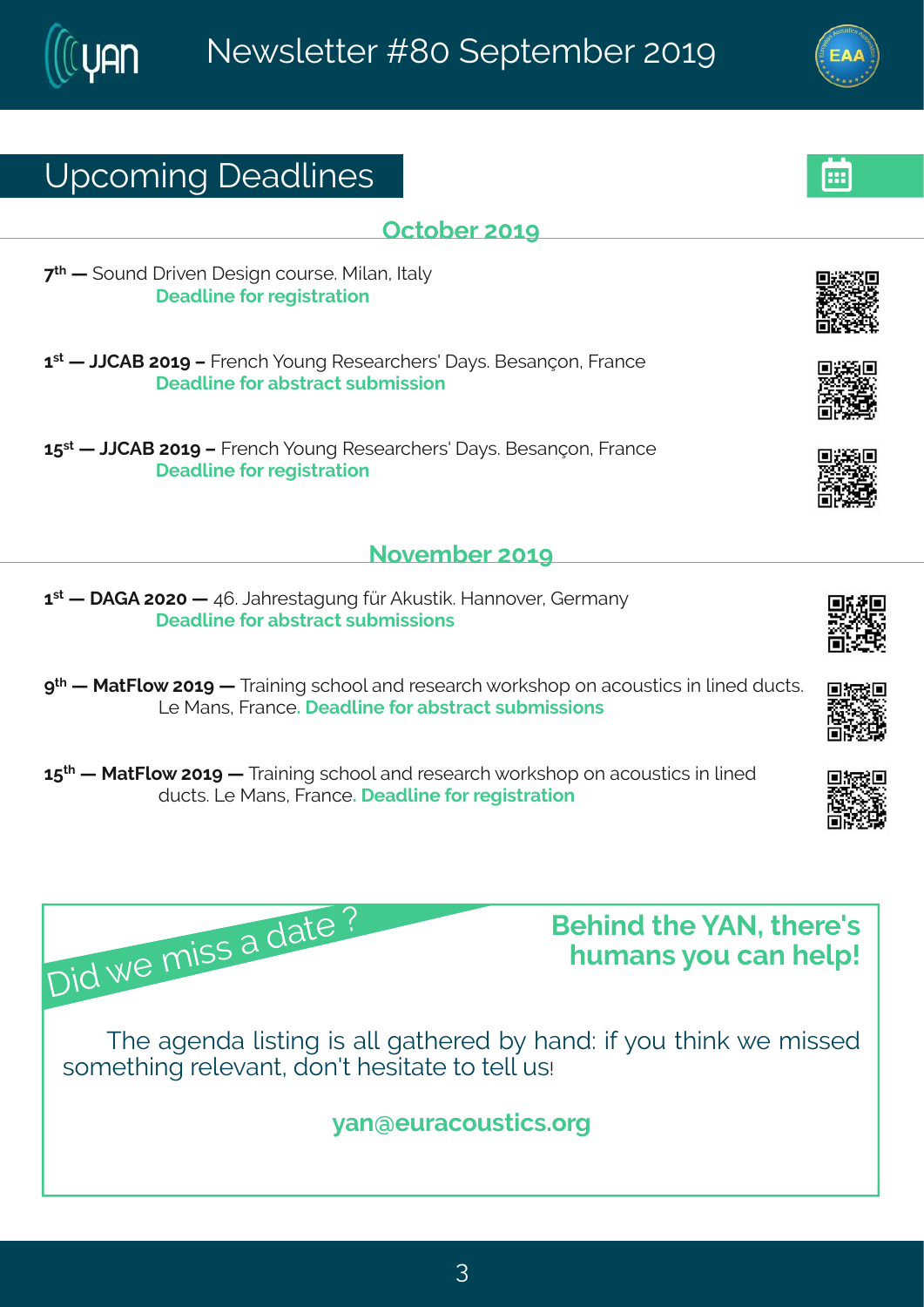# Newsletter #80 September 2019

## Upcoming Deadlines

### October 2019

**7th —** Sound Driven Design course. Milan, Italy
**Deadline for registration**

**1st — JJCAB 2019 –** French Young Researchers' Days. Besançon, France
**Deadline for abstract submission**

**15st — JJCAB 2019 –** French Young Researchers' Days. Besançon, France
**Deadline for registration**

### November 2019

**1st — DAGA 2020 —** 46. Jahrestagung für Akustik. Hannover, Germany
**Deadline for abstract submissions**

**9th — MatFlow 2019 —** Training school and research workshop on acoustics in lined ducts. Le Mans, France. **Deadline for abstract submissions**

**15th — MatFlow 2019 —** Training school and research workshop on acoustics in lined ducts. Le Mans, France. **Deadline for registration**

Did we miss a date ?

**Behind the YAN, there's humans you can help!**

The agenda listing is all gathered by hand: if you think we missed something relevant, don't hesitate to tell us!

**yan@euracoustics.org**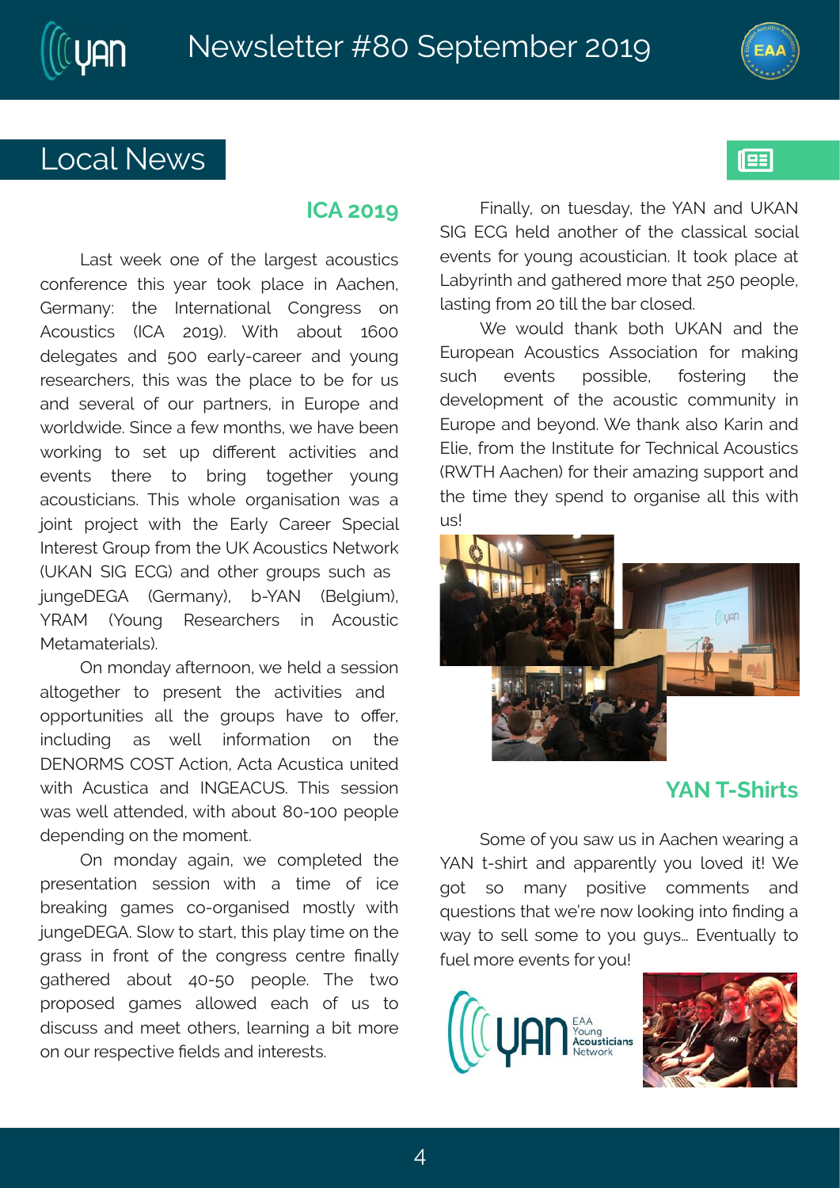# Local News

## ICA 2019

Last week one of the largest acoustics conference this year took place in Aachen, Germany: the International Congress on Acoustics (ICA 2019). With about 1600 delegates and 500 early-career and young researchers, this was the place to be for us and several of our partners, in Europe and worldwide. Since a few months, we have been working to set up different activities and events there to bring together young acousticians. This whole organisation was a joint project with the Early Career Special Interest Group from the UK Acoustics Network (UKAN SIG ECG) and other groups such as jungeDEGA (Germany), b-YAN (Belgium), YRAM (Young Researchers in Acoustic Metamaterials).

On monday afternoon, we held a session altogether to present the activities and opportunities all the groups have to offer, including as well information on the DENORMS COST Action, Acta Acustica united with Acustica and INGEACUS. This session was well attended, with about 80-100 people depending on the moment.

On monday again, we completed the presentation session with a time of ice breaking games co-organised mostly with jungeDEGA. Slow to start, this play time on the grass in front of the congress centre finally gathered about 40-50 people. The two proposed games allowed each of us to discuss and meet others, learning a bit more on our respective fields and interests.

Finally, on tuesday, the YAN and UKAN SIG ECG held another of the classical social events for young acoustician. It took place at Labyrinth and gathered more that 250 people, lasting from 20 till the bar closed.

We would thank both UKAN and the European Acoustics Association for making such events possible, fostering the development of the acoustic community in Europe and beyond. We thank also Karin and Elie, from the Institute for Technical Acoustics (RWTH Aachen) for their amazing support and the time they spend to organise all this with us!

## YAN T-Shirts

Some of you saw us in Aachen wearing a YAN t-shirt and apparently you loved it! We got so many positive comments and questions that we're now looking into finding a way to sell some to you guys… Eventually to fuel more events for you!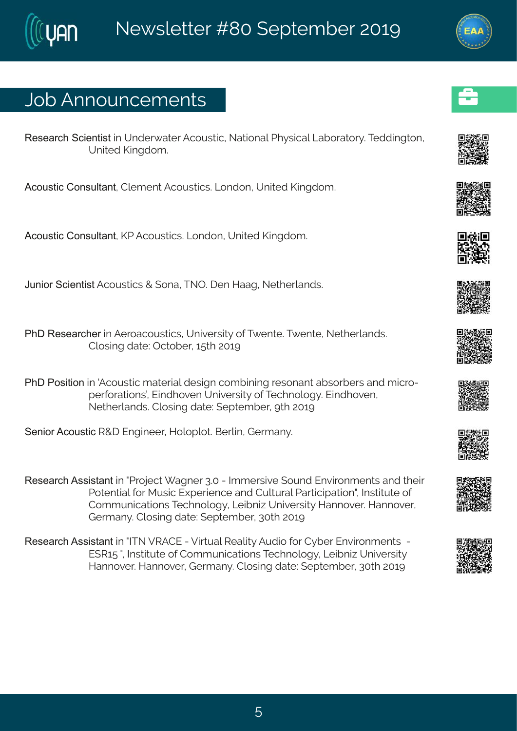## Job Announcements

Research Scientist in Underwater Acoustic, National Physical Laboratory. Teddington, United Kingdom.

Acoustic Consultant, Clement Acoustics. London, United Kingdom.

Acoustic Consultant, KP Acoustics. London, United Kingdom.

Junior Scientist Acoustics & Sona, TNO. Den Haag, Netherlands.

PhD Researcher in Aeroacoustics, University of Twente. Twente, Netherlands. Closing date: October, 15th 2019

PhD Position in 'Acoustic material design combining resonant absorbers and micro-perforations', Eindhoven University of Technology. Eindhoven, Netherlands. Closing date: September, 9th 2019

Senior Acoustic R&D Engineer, Holoplot. Berlin, Germany.

Research Assistant in "Project Wagner 3.0 - Immersive Sound Environments and their Potential for Music Experience and Cultural Participation", Institute of Communications Technology, Leibniz University Hannover. Hannover, Germany. Closing date: September, 30th 2019

Research Assistant in "ITN VRACE - Virtual Reality Audio for Cyber Environments - ESR15 ", Institute of Communications Technology, Leibniz University Hannover. Hannover, Germany. Closing date: September, 30th 2019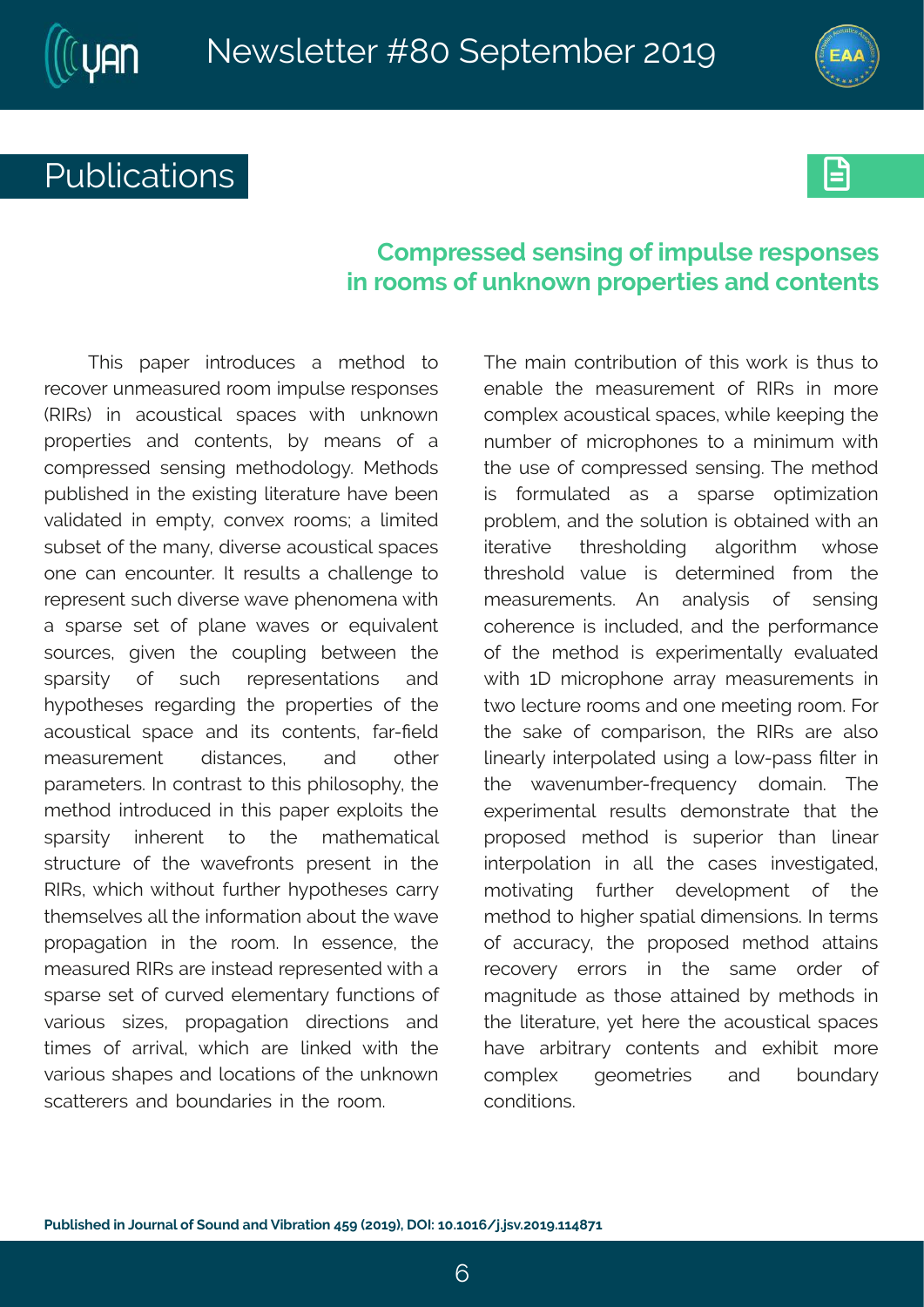# Publications

## Compressed sensing of impulse responses in rooms of unknown properties and contents

This paper introduces a method to recover unmeasured room impulse responses (RIRs) in acoustical spaces with unknown properties and contents, by means of a compressed sensing methodology. Methods published in the existing literature have been validated in empty, convex rooms; a limited subset of the many, diverse acoustical spaces one can encounter. It results a challenge to represent such diverse wave phenomena with a sparse set of plane waves or equivalent sources, given the coupling between the sparsity of such representations and hypotheses regarding the properties of the acoustical space and its contents, far-field measurement distances, and other parameters. In contrast to this philosophy, the method introduced in this paper exploits the sparsity inherent to the mathematical structure of the wavefronts present in the RIRs, which without further hypotheses carry themselves all the information about the wave propagation in the room. In essence, the measured RIRs are instead represented with a sparse set of curved elementary functions of various sizes, propagation directions and times of arrival, which are linked with the various shapes and locations of the unknown scatterers and boundaries in the room.

The main contribution of this work is thus to enable the measurement of RIRs in more complex acoustical spaces, while keeping the number of microphones to a minimum with the use of compressed sensing. The method is formulated as a sparse optimization problem, and the solution is obtained with an iterative thresholding algorithm whose threshold value is determined from the measurements. An analysis of sensing coherence is included, and the performance of the method is experimentally evaluated with 1D microphone array measurements in two lecture rooms and one meeting room. For the sake of comparison, the RIRs are also linearly interpolated using a low-pass filter in the wavenumber-frequency domain. The experimental results demonstrate that the proposed method is superior than linear interpolation in all the cases investigated, motivating further development of the method to higher spatial dimensions. In terms of accuracy, the proposed method attains recovery errors in the same order of magnitude as those attained by methods in the literature, yet here the acoustical spaces have arbitrary contents and exhibit more complex geometries and boundary conditions.

**Published in Journal of Sound and Vibration 459 (2019), DOI: 10.1016/j.jsv.2019.114871**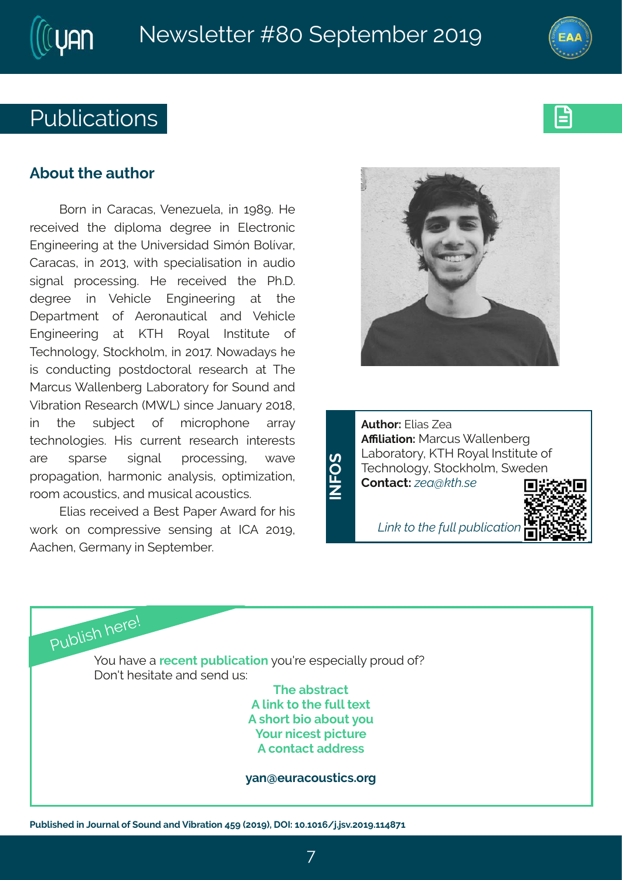## Publications

### About the author

Born in Caracas, Venezuela, in 1989. He received the diploma degree in Electronic Engineering at the Universidad Simón Bolívar, Caracas, in 2013, with specialisation in audio signal processing. He received the Ph.D. degree in Vehicle Engineering at the Department of Aeronautical and Vehicle Engineering at KTH Royal Institute of Technology, Stockholm, in 2017. Nowadays he is conducting postdoctoral research at The Marcus Wallenberg Laboratory for Sound and Vibration Research (MWL) since January 2018, in the subject of microphone array technologies. His current research interests are sparse signal processing, wave propagation, harmonic analysis, optimization, room acoustics, and musical acoustics.

Elias received a Best Paper Award for his work on compressive sensing at ICA 2019, Aachen, Germany in September.

**INFOS**

**Author:** Elias Zea
**Affiliation:** Marcus Wallenberg Laboratory, KTH Royal Institute of Technology, Stockholm, Sweden
**Contact:** *zea@kth.se*

*Link to the full publication*

**Publish here!**

You have a **recent publication** you're especially proud of?
Don't hesitate and send us:

**The abstract**
**A link to the full text**
**A short bio about you**
**Your nicest picture**
**A contact address**

**yan@euracoustics.org**

**Published in Journal of Sound and Vibration 459 (2019), DOI: 10.1016/j.jsv.2019.114871**